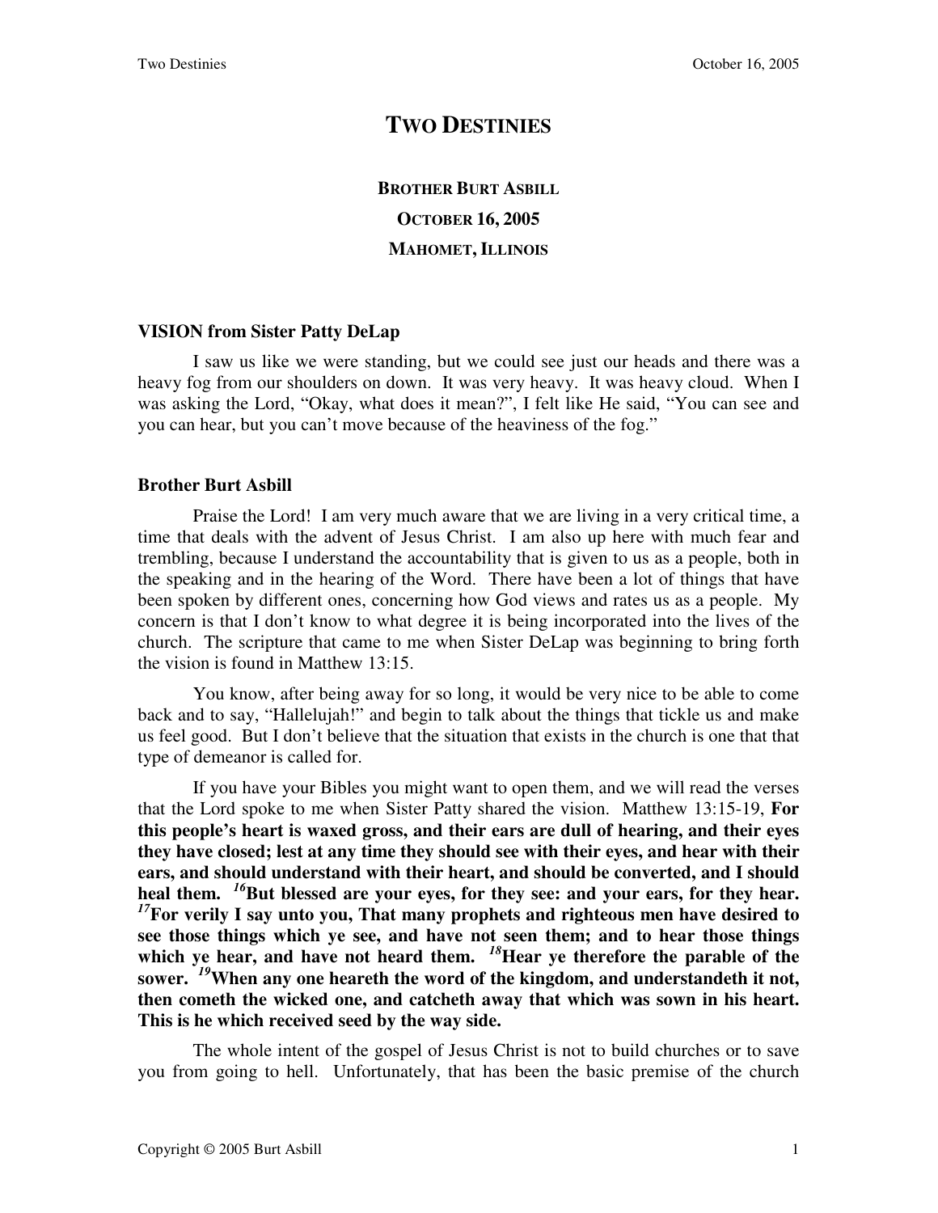# TWO DESTINIES

### BROTHER BURT ASBILL

### OCTOBER 16, 2005

### MAHOMET, ILLINOIS

**VISION from Sister Patty DeLap**

I saw us like we were standing, but we could see just our heads and there was a heavy fog from our shoulders on down. It was very heavy. It was heavy cloud. When I was asking the Lord, "Okay, what does it mean?", I felt like He said, "You can see and you can hear, but you can't move because of the heaviness of the fog."

**Brother Burt Asbill**

Praise the Lord! I am very much aware that we are living in a very critical time, a time that deals with the advent of Jesus Christ. I am also up here with much fear and trembling, because I understand the accountability that is given to us as a people, both in the speaking and in the hearing of the Word. There have been a lot of things that have been spoken by different ones, concerning how God views and rates us as a people. My concern is that I don't know to what degree it is being incorporated into the lives of the church. The scripture that came to me when Sister DeLap was beginning to bring forth the vision is found in Matthew 13:15.

You know, after being away for so long, it would be very nice to be able to come back and to say, "Hallelujah!" and begin to talk about the things that tickle us and make us feel good. But I don't believe that the situation that exists in the church is one that that type of demeanor is called for.

If you have your Bibles you might want to open them, and we will read the verses that the Lord spoke to me when Sister Patty shared the vision. Matthew 13:15-19, **For this people's heart is waxed gross, and their ears are dull of hearing, and their eyes they have closed; lest at any time they should see with their eyes, and hear with their ears, and should understand with their heart, and should be converted, and I should heal them. *16*But blessed are your eyes, for they see: and your ears, for they hear. *17*For verily I say unto you, That many prophets and righteous men have desired to see those things which ye see, and have not seen them; and to hear those things which ye hear, and have not heard them. *18*Hear ye therefore the parable of the sower. *19*When any one heareth the word of the kingdom, and understandeth it not, then cometh the wicked one, and catcheth away that which was sown in his heart. This is he which received seed by the way side.**

The whole intent of the gospel of Jesus Christ is not to build churches or to save you from going to hell. Unfortunately, that has been the basic premise of the church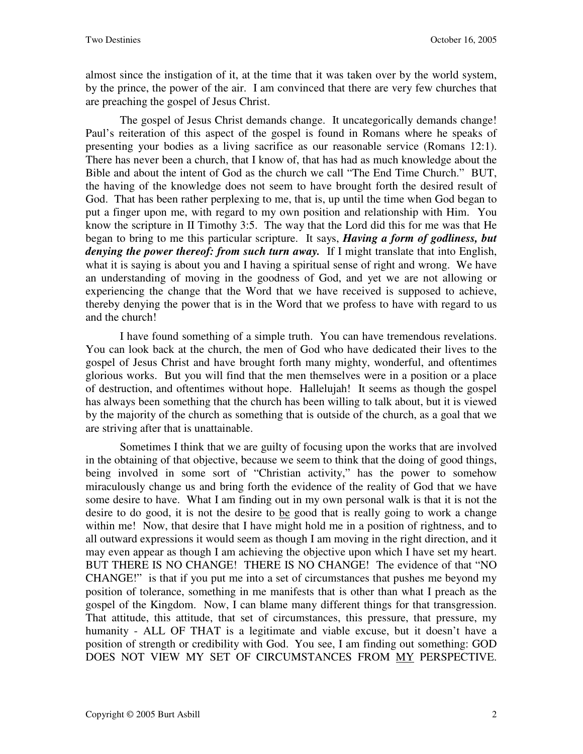almost since the instigation of it, at the time that it was taken over by the world system, by the prince, the power of the air. I am convinced that there are very few churches that are preaching the gospel of Jesus Christ.

The gospel of Jesus Christ demands change. It uncategorically demands change! Paul's reiteration of this aspect of the gospel is found in Romans where he speaks of presenting your bodies as a living sacrifice as our reasonable service (Romans 12:1). There has never been a church, that I know of, that has had as much knowledge about the Bible and about the intent of God as the church we call "The End Time Church." BUT, the having of the knowledge does not seem to have brought forth the desired result of God. That has been rather perplexing to me, that is, up until the time when God began to put a finger upon me, with regard to my own position and relationship with Him. You know the scripture in II Timothy 3:5. The way that the Lord did this for me was that He began to bring to me this particular scripture. It says, ***Having a form of godliness, but denying the power thereof: from such turn away.*** If I might translate that into English, what it is saying is about you and I having a spiritual sense of right and wrong. We have an understanding of moving in the goodness of God, and yet we are not allowing or experiencing the change that the Word that we have received is supposed to achieve, thereby denying the power that is in the Word that we profess to have with regard to us and the church!

I have found something of a simple truth. You can have tremendous revelations. You can look back at the church, the men of God who have dedicated their lives to the gospel of Jesus Christ and have brought forth many mighty, wonderful, and oftentimes glorious works. But you will find that the men themselves were in a position or a place of destruction, and oftentimes without hope. Hallelujah! It seems as though the gospel has always been something that the church has been willing to talk about, but it is viewed by the majority of the church as something that is outside of the church, as a goal that we are striving after that is unattainable.

Sometimes I think that we are guilty of focusing upon the works that are involved in the obtaining of that objective, because we seem to think that the doing of good things, being involved in some sort of "Christian activity," has the power to somehow miraculously change us and bring forth the evidence of the reality of God that we have some desire to have. What I am finding out in my own personal walk is that it is not the desire to do good, it is not the desire to <u>be</u> good that is really going to work a change within me! Now, that desire that I have might hold me in a position of rightness, and to all outward expressions it would seem as though I am moving in the right direction, and it may even appear as though I am achieving the objective upon which I have set my heart. BUT THERE IS NO CHANGE! THERE IS NO CHANGE! The evidence of that "NO CHANGE!" is that if you put me into a set of circumstances that pushes me beyond my position of tolerance, something in me manifests that is other than what I preach as the gospel of the Kingdom. Now, I can blame many different things for that transgression. That attitude, this attitude, that set of circumstances, this pressure, that pressure, my humanity - ALL OF THAT is a legitimate and viable excuse, but it doesn't have a position of strength or credibility with God. You see, I am finding out something: GOD DOES NOT VIEW MY SET OF CIRCUMSTANCES FROM <u>MY</u> PERSPECTIVE.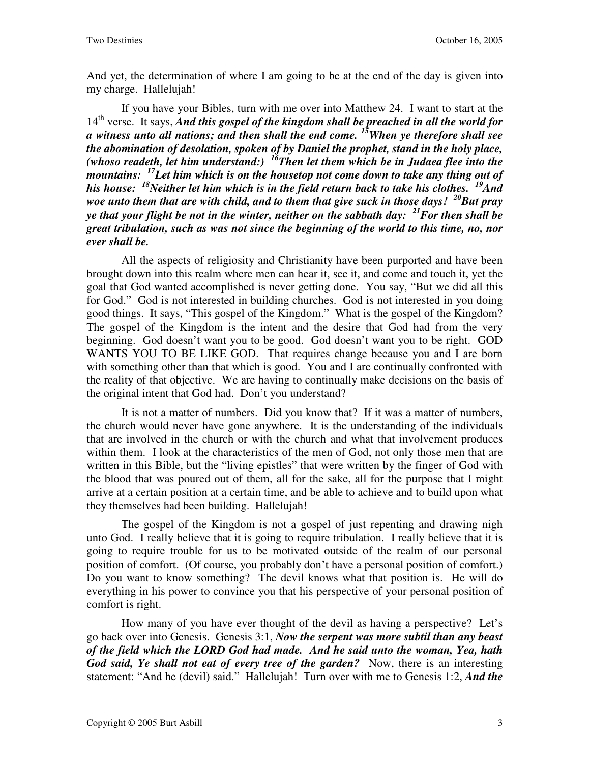And yet, the determination of where I am going to be at the end of the day is given into my charge. Hallelujah!

If you have your Bibles, turn with me over into Matthew 24. I want to start at the 14th verse. It says, ***And this gospel of the kingdom shall be preached in all the world for a witness unto all nations; and then shall the end come. 15When ye therefore shall see the abomination of desolation, spoken of by Daniel the prophet, stand in the holy place, (whoso readeth, let him understand:) 16Then let them which be in Judaea flee into the mountains: 17Let him which is on the housetop not come down to take any thing out of his house: 18Neither let him which is in the field return back to take his clothes. 19And woe unto them that are with child, and to them that give suck in those days! 20But pray ye that your flight be not in the winter, neither on the sabbath day: 21For then shall be great tribulation, such as was not since the beginning of the world to this time, no, nor ever shall be.***

All the aspects of religiosity and Christianity have been purported and have been brought down into this realm where men can hear it, see it, and come and touch it, yet the goal that God wanted accomplished is never getting done. You say, "But we did all this for God." God is not interested in building churches. God is not interested in you doing good things. It says, "This gospel of the Kingdom." What is the gospel of the Kingdom? The gospel of the Kingdom is the intent and the desire that God had from the very beginning. God doesn't want you to be good. God doesn't want you to be right. GOD WANTS YOU TO BE LIKE GOD. That requires change because you and I are born with something other than that which is good. You and I are continually confronted with the reality of that objective. We are having to continually make decisions on the basis of the original intent that God had. Don't you understand?

It is not a matter of numbers. Did you know that? If it was a matter of numbers, the church would never have gone anywhere. It is the understanding of the individuals that are involved in the church or with the church and what that involvement produces within them. I look at the characteristics of the men of God, not only those men that are written in this Bible, but the "living epistles" that were written by the finger of God with the blood that was poured out of them, all for the sake, all for the purpose that I might arrive at a certain position at a certain time, and be able to achieve and to build upon what they themselves had been building. Hallelujah!

The gospel of the Kingdom is not a gospel of just repenting and drawing nigh unto God. I really believe that it is going to require tribulation. I really believe that it is going to require trouble for us to be motivated outside of the realm of our personal position of comfort. (Of course, you probably don't have a personal position of comfort.) Do you want to know something? The devil knows what that position is. He will do everything in his power to convince you that his perspective of your personal position of comfort is right.

How many of you have ever thought of the devil as having a perspective? Let's go back over into Genesis. Genesis 3:1, ***Now the serpent was more subtil than any beast of the field which the LORD God had made. And he said unto the woman, Yea, hath God said, Ye shall not eat of every tree of the garden?*** Now, there is an interesting statement: "And he (devil) said." Hallelujah! Turn over with me to Genesis 1:2, ***And the***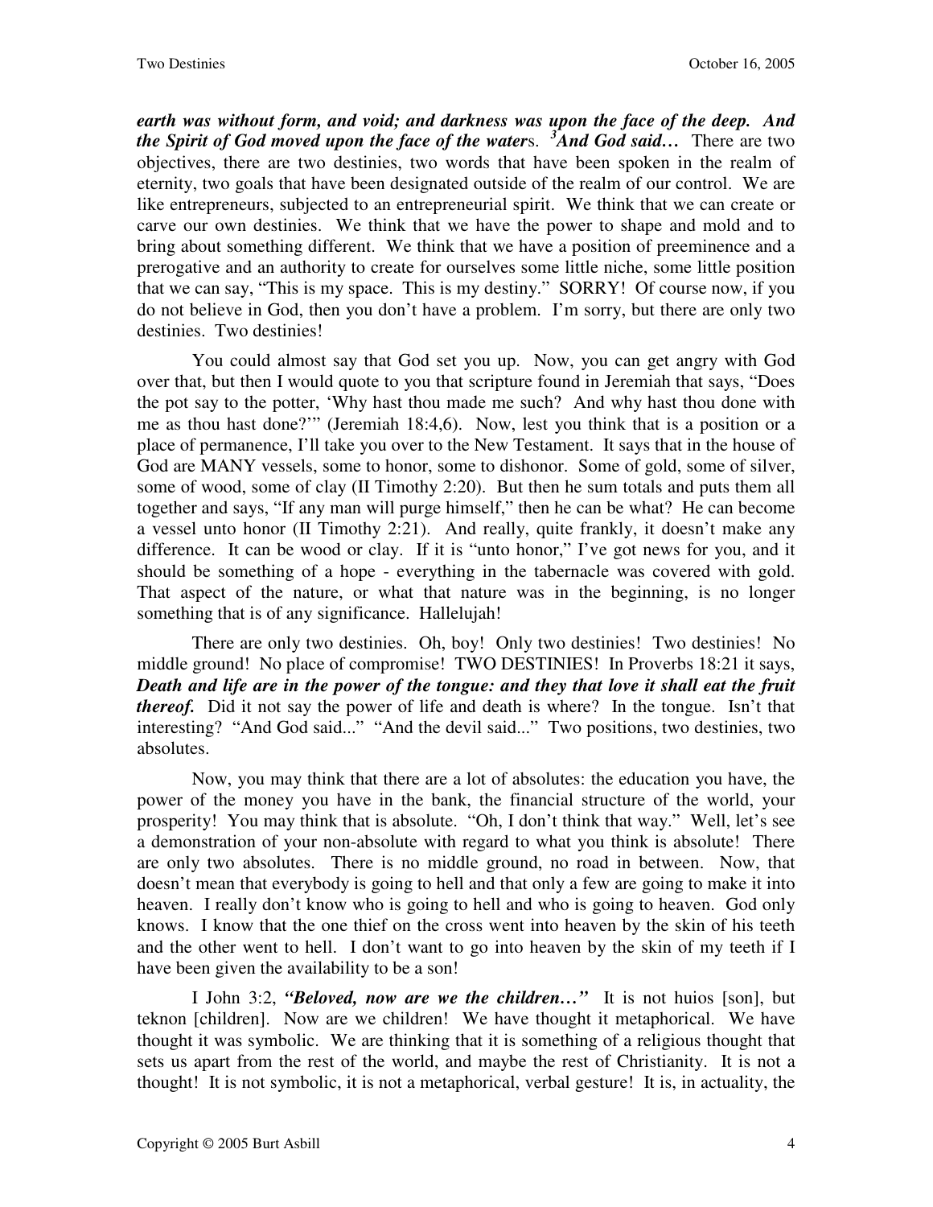***earth was without form, and void; and darkness was upon the face of the deep. And the Spirit of God moved upon the face of the waters. 3And God said…*** There are two objectives, there are two destinies, two words that have been spoken in the realm of eternity, two goals that have been designated outside of the realm of our control. We are like entrepreneurs, subjected to an entrepreneurial spirit. We think that we can create or carve our own destinies. We think that we have the power to shape and mold and to bring about something different. We think that we have a position of preeminence and a prerogative and an authority to create for ourselves some little niche, some little position that we can say, "This is my space. This is my destiny." SORRY! Of course now, if you do not believe in God, then you don't have a problem. I'm sorry, but there are only two destinies. Two destinies!

You could almost say that God set you up. Now, you can get angry with God over that, but then I would quote to you that scripture found in Jeremiah that says, "Does the pot say to the potter, 'Why hast thou made me such? And why hast thou done with me as thou hast done?'" (Jeremiah 18:4,6). Now, lest you think that is a position or a place of permanence, I'll take you over to the New Testament. It says that in the house of God are MANY vessels, some to honor, some to dishonor. Some of gold, some of silver, some of wood, some of clay (II Timothy 2:20). But then he sum totals and puts them all together and says, "If any man will purge himself," then he can be what? He can become a vessel unto honor (II Timothy 2:21). And really, quite frankly, it doesn't make any difference. It can be wood or clay. If it is "unto honor," I've got news for you, and it should be something of a hope - everything in the tabernacle was covered with gold. That aspect of the nature, or what that nature was in the beginning, is no longer something that is of any significance. Hallelujah!

There are only two destinies. Oh, boy! Only two destinies! Two destinies! No middle ground! No place of compromise! TWO DESTINIES! In Proverbs 18:21 it says, ***Death and life are in the power of the tongue: and they that love it shall eat the fruit thereof.*** Did it not say the power of life and death is where? In the tongue. Isn't that interesting? "And God said..." "And the devil said..." Two positions, two destinies, two absolutes.

Now, you may think that there are a lot of absolutes: the education you have, the power of the money you have in the bank, the financial structure of the world, your prosperity! You may think that is absolute. "Oh, I don't think that way." Well, let's see a demonstration of your non-absolute with regard to what you think is absolute! There are only two absolutes. There is no middle ground, no road in between. Now, that doesn't mean that everybody is going to hell and that only a few are going to make it into heaven. I really don't know who is going to hell and who is going to heaven. God only knows. I know that the one thief on the cross went into heaven by the skin of his teeth and the other went to hell. I don't want to go into heaven by the skin of my teeth if I have been given the availability to be a son!

I John 3:2, ***"Beloved, now are we the children…"*** It is not huios [son], but teknon [children]. Now are we children! We have thought it metaphorical. We have thought it was symbolic. We are thinking that it is something of a religious thought that sets us apart from the rest of the world, and maybe the rest of Christianity. It is not a thought! It is not symbolic, it is not a metaphorical, verbal gesture! It is, in actuality, the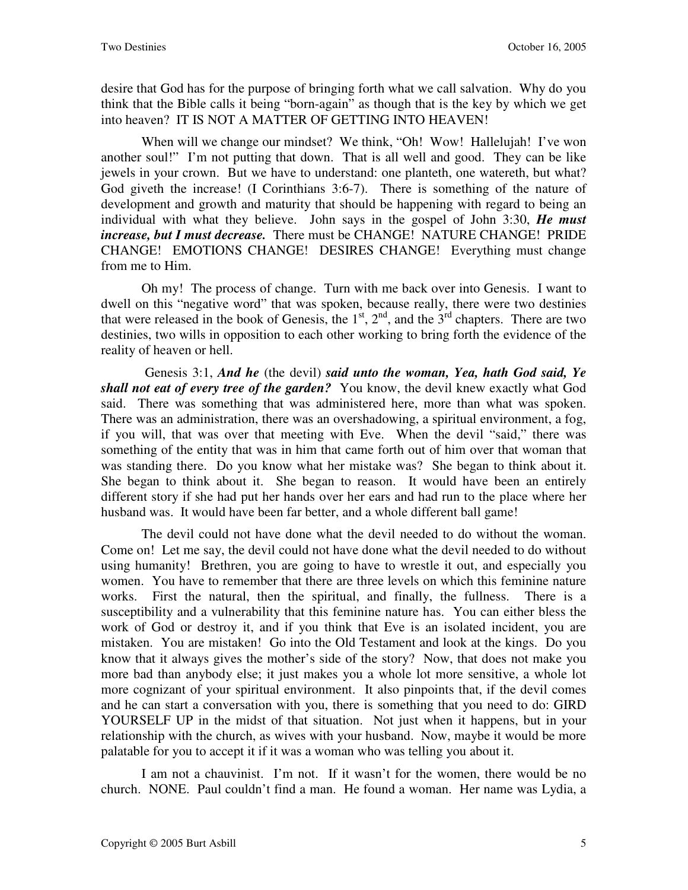desire that God has for the purpose of bringing forth what we call salvation. Why do you think that the Bible calls it being "born-again" as though that is the key by which we get into heaven? IT IS NOT A MATTER OF GETTING INTO HEAVEN!

When will we change our mindset? We think, "Oh! Wow! Hallelujah! I've won another soul!" I'm not putting that down. That is all well and good. They can be like jewels in your crown. But we have to understand: one planteth, one watereth, but what? God giveth the increase! (I Corinthians 3:6-7). There is something of the nature of development and growth and maturity that should be happening with regard to being an individual with what they believe. John says in the gospel of John 3:30, ***He must increase, but I must decrease.*** There must be CHANGE! NATURE CHANGE! PRIDE CHANGE! EMOTIONS CHANGE! DESIRES CHANGE! Everything must change from me to Him.

Oh my! The process of change. Turn with me back over into Genesis. I want to dwell on this "negative word" that was spoken, because really, there were two destinies that were released in the book of Genesis, the 1st, 2nd, and the 3rd chapters. There are two destinies, two wills in opposition to each other working to bring forth the evidence of the reality of heaven or hell.

Genesis 3:1, ***And he*** (the devil) ***said unto the woman, Yea, hath God said, Ye shall not eat of every tree of the garden?*** You know, the devil knew exactly what God said. There was something that was administered here, more than what was spoken. There was an administration, there was an overshadowing, a spiritual environment, a fog, if you will, that was over that meeting with Eve. When the devil "said," there was something of the entity that was in him that came forth out of him over that woman that was standing there. Do you know what her mistake was? She began to think about it. She began to think about it. She began to reason. It would have been an entirely different story if she had put her hands over her ears and had run to the place where her husband was. It would have been far better, and a whole different ball game!

The devil could not have done what the devil needed to do without the woman. Come on! Let me say, the devil could not have done what the devil needed to do without using humanity! Brethren, you are going to have to wrestle it out, and especially you women. You have to remember that there are three levels on which this feminine nature works. First the natural, then the spiritual, and finally, the fullness. There is a susceptibility and a vulnerability that this feminine nature has. You can either bless the work of God or destroy it, and if you think that Eve is an isolated incident, you are mistaken. You are mistaken! Go into the Old Testament and look at the kings. Do you know that it always gives the mother's side of the story? Now, that does not make you more bad than anybody else; it just makes you a whole lot more sensitive, a whole lot more cognizant of your spiritual environment. It also pinpoints that, if the devil comes and he can start a conversation with you, there is something that you need to do: GIRD YOURSELF UP in the midst of that situation. Not just when it happens, but in your relationship with the church, as wives with your husband. Now, maybe it would be more palatable for you to accept it if it was a woman who was telling you about it.

I am not a chauvinist. I'm not. If it wasn't for the women, there would be no church. NONE. Paul couldn't find a man. He found a woman. Her name was Lydia, a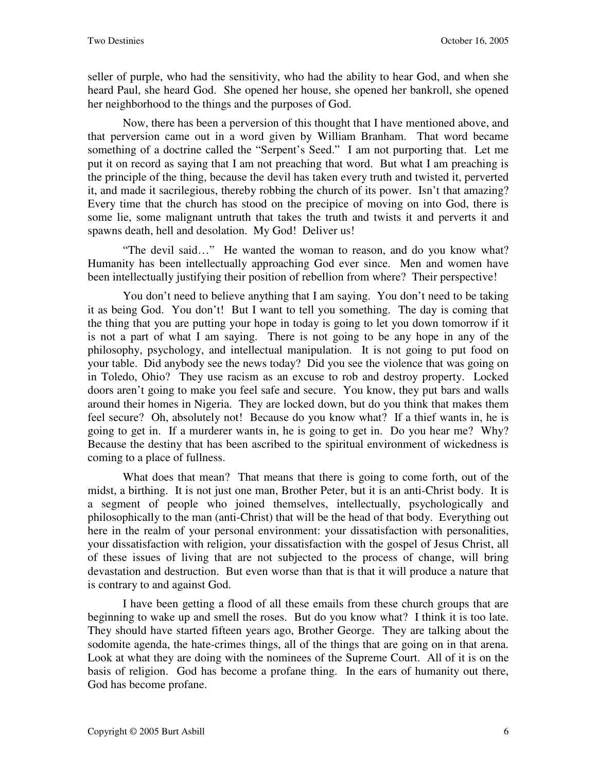seller of purple, who had the sensitivity, who had the ability to hear God, and when she heard Paul, she heard God. She opened her house, she opened her bankroll, she opened her neighborhood to the things and the purposes of God.

Now, there has been a perversion of this thought that I have mentioned above, and that perversion came out in a word given by William Branham. That word became something of a doctrine called the "Serpent's Seed." I am not purporting that. Let me put it on record as saying that I am not preaching that word. But what I am preaching is the principle of the thing, because the devil has taken every truth and twisted it, perverted it, and made it sacrilegious, thereby robbing the church of its power. Isn't that amazing? Every time that the church has stood on the precipice of moving on into God, there is some lie, some malignant untruth that takes the truth and twists it and perverts it and spawns death, hell and desolation. My God! Deliver us!

"The devil said…" He wanted the woman to reason, and do you know what? Humanity has been intellectually approaching God ever since. Men and women have been intellectually justifying their position of rebellion from where? Their perspective!

You don't need to believe anything that I am saying. You don't need to be taking it as being God. You don't! But I want to tell you something. The day is coming that the thing that you are putting your hope in today is going to let you down tomorrow if it is not a part of what I am saying. There is not going to be any hope in any of the philosophy, psychology, and intellectual manipulation. It is not going to put food on your table. Did anybody see the news today? Did you see the violence that was going on in Toledo, Ohio? They use racism as an excuse to rob and destroy property. Locked doors aren't going to make you feel safe and secure. You know, they put bars and walls around their homes in Nigeria. They are locked down, but do you think that makes them feel secure? Oh, absolutely not! Because do you know what? If a thief wants in, he is going to get in. If a murderer wants in, he is going to get in. Do you hear me? Why? Because the destiny that has been ascribed to the spiritual environment of wickedness is coming to a place of fullness.

What does that mean? That means that there is going to come forth, out of the midst, a birthing. It is not just one man, Brother Peter, but it is an anti-Christ body. It is a segment of people who joined themselves, intellectually, psychologically and philosophically to the man (anti-Christ) that will be the head of that body. Everything out here in the realm of your personal environment: your dissatisfaction with personalities, your dissatisfaction with religion, your dissatisfaction with the gospel of Jesus Christ, all of these issues of living that are not subjected to the process of change, will bring devastation and destruction. But even worse than that is that it will produce a nature that is contrary to and against God.

I have been getting a flood of all these emails from these church groups that are beginning to wake up and smell the roses. But do you know what? I think it is too late. They should have started fifteen years ago, Brother George. They are talking about the sodomite agenda, the hate-crimes things, all of the things that are going on in that arena. Look at what they are doing with the nominees of the Supreme Court. All of it is on the basis of religion. God has become a profane thing. In the ears of humanity out there, God has become profane.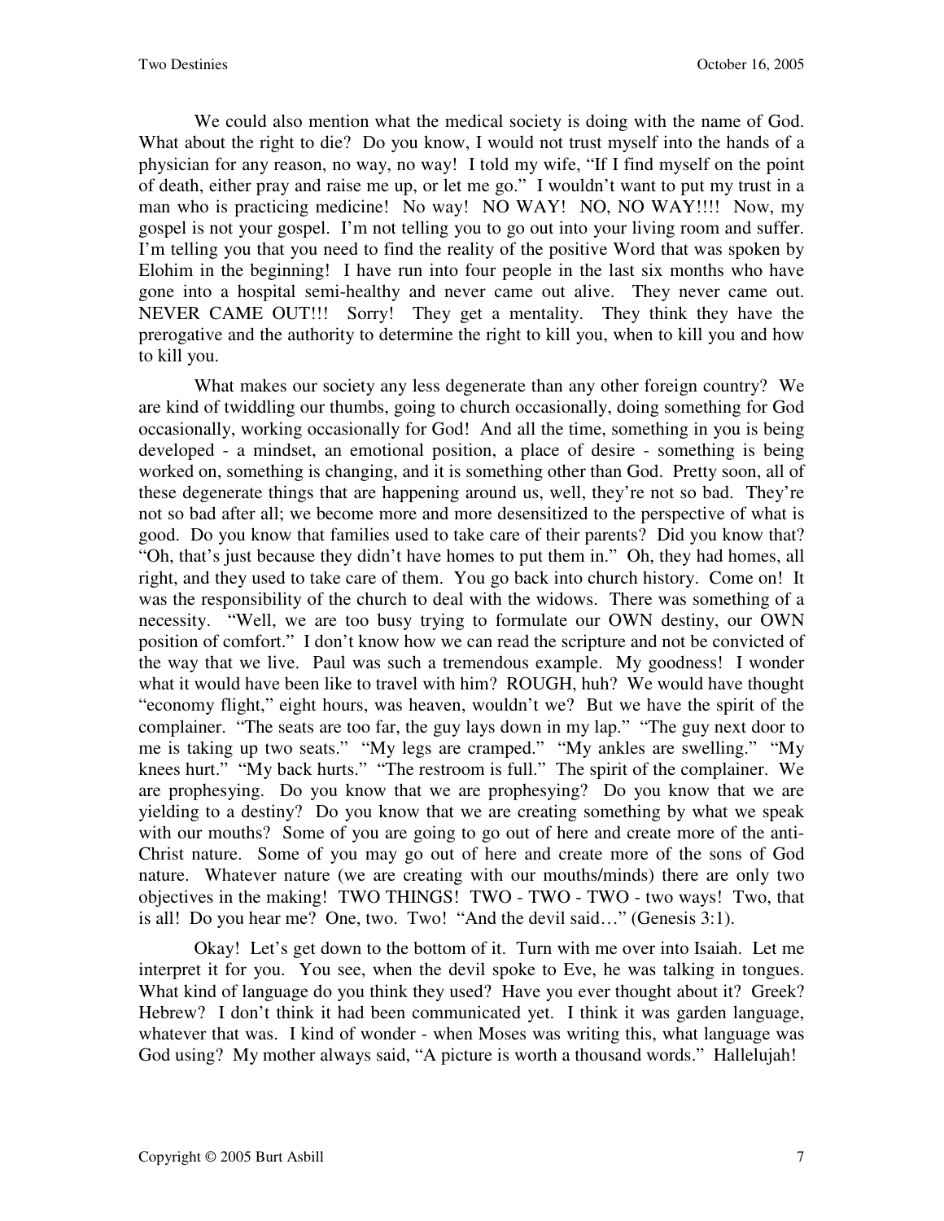We could also mention what the medical society is doing with the name of God. What about the right to die? Do you know, I would not trust myself into the hands of a physician for any reason, no way, no way! I told my wife, "If I find myself on the point of death, either pray and raise me up, or let me go." I wouldn't want to put my trust in a man who is practicing medicine! No way! NO WAY! NO, NO WAY!!!! Now, my gospel is not your gospel. I'm not telling you to go out into your living room and suffer. I'm telling you that you need to find the reality of the positive Word that was spoken by Elohim in the beginning! I have run into four people in the last six months who have gone into a hospital semi-healthy and never came out alive. They never came out. NEVER CAME OUT!!! Sorry! They get a mentality. They think they have the prerogative and the authority to determine the right to kill you, when to kill you and how to kill you.

What makes our society any less degenerate than any other foreign country? We are kind of twiddling our thumbs, going to church occasionally, doing something for God occasionally, working occasionally for God! And all the time, something in you is being developed - a mindset, an emotional position, a place of desire - something is being worked on, something is changing, and it is something other than God. Pretty soon, all of these degenerate things that are happening around us, well, they're not so bad. They're not so bad after all; we become more and more desensitized to the perspective of what is good. Do you know that families used to take care of their parents? Did you know that? "Oh, that's just because they didn't have homes to put them in." Oh, they had homes, all right, and they used to take care of them. You go back into church history. Come on! It was the responsibility of the church to deal with the widows. There was something of a necessity. "Well, we are too busy trying to formulate our OWN destiny, our OWN position of comfort." I don't know how we can read the scripture and not be convicted of the way that we live. Paul was such a tremendous example. My goodness! I wonder what it would have been like to travel with him? ROUGH, huh? We would have thought "economy flight," eight hours, was heaven, wouldn't we? But we have the spirit of the complainer. "The seats are too far, the guy lays down in my lap." "The guy next door to me is taking up two seats." "My legs are cramped." "My ankles are swelling." "My knees hurt." "My back hurts." "The restroom is full." The spirit of the complainer. We are prophesying. Do you know that we are prophesying? Do you know that we are yielding to a destiny? Do you know that we are creating something by what we speak with our mouths? Some of you are going to go out of here and create more of the anti-Christ nature. Some of you may go out of here and create more of the sons of God nature. Whatever nature (we are creating with our mouths/minds) there are only two objectives in the making! TWO THINGS! TWO - TWO - TWO - two ways! Two, that is all! Do you hear me? One, two. Two! "And the devil said…" (Genesis 3:1).

Okay! Let's get down to the bottom of it. Turn with me over into Isaiah. Let me interpret it for you. You see, when the devil spoke to Eve, he was talking in tongues. What kind of language do you think they used? Have you ever thought about it? Greek? Hebrew? I don't think it had been communicated yet. I think it was garden language, whatever that was. I kind of wonder - when Moses was writing this, what language was God using? My mother always said, "A picture is worth a thousand words." Hallelujah!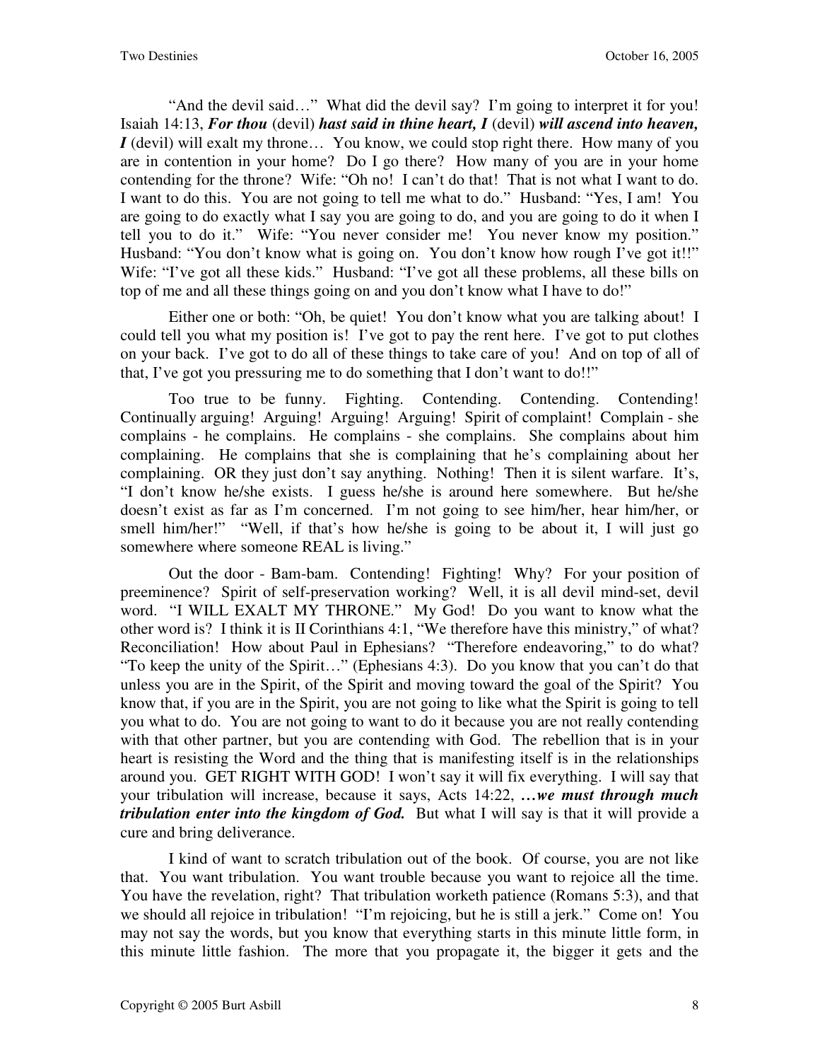"And the devil said…" What did the devil say? I'm going to interpret it for you! Isaiah 14:13, ***For thou*** (devil) ***hast said in thine heart, I*** (devil) ***will ascend into heaven, I*** (devil) will exalt my throne… You know, we could stop right there. How many of you are in contention in your home? Do I go there? How many of you are in your home contending for the throne? Wife: "Oh no! I can't do that! That is not what I want to do. I want to do this. You are not going to tell me what to do." Husband: "Yes, I am! You are going to do exactly what I say you are going to do, and you are going to do it when I tell you to do it." Wife: "You never consider me! You never know my position." Husband: "You don't know what is going on. You don't know how rough I've got it!!" Wife: "I've got all these kids." Husband: "I've got all these problems, all these bills on top of me and all these things going on and you don't know what I have to do!"

Either one or both: "Oh, be quiet! You don't know what you are talking about! I could tell you what my position is! I've got to pay the rent here. I've got to put clothes on your back. I've got to do all of these things to take care of you! And on top of all of that, I've got you pressuring me to do something that I don't want to do!!"

Too true to be funny. Fighting. Contending. Contending. Contending! Continually arguing! Arguing! Arguing! Arguing! Spirit of complaint! Complain - she complains - he complains. He complains - she complains. She complains about him complaining. He complains that she is complaining that he's complaining about her complaining. OR they just don't say anything. Nothing! Then it is silent warfare. It's, "I don't know he/she exists. I guess he/she is around here somewhere. But he/she doesn't exist as far as I'm concerned. I'm not going to see him/her, hear him/her, or smell him/her!" "Well, if that's how he/she is going to be about it, I will just go somewhere where someone REAL is living."

Out the door - Bam-bam. Contending! Fighting! Why? For your position of preeminence? Spirit of self-preservation working? Well, it is all devil mind-set, devil word. "I WILL EXALT MY THRONE." My God! Do you want to know what the other word is? I think it is II Corinthians 4:1, "We therefore have this ministry," of what? Reconciliation! How about Paul in Ephesians? "Therefore endeavoring," to do what? "To keep the unity of the Spirit…" (Ephesians 4:3). Do you know that you can't do that unless you are in the Spirit, of the Spirit and moving toward the goal of the Spirit? You know that, if you are in the Spirit, you are not going to like what the Spirit is going to tell you what to do. You are not going to want to do it because you are not really contending with that other partner, but you are contending with God. The rebellion that is in your heart is resisting the Word and the thing that is manifesting itself is in the relationships around you. GET RIGHT WITH GOD! I won't say it will fix everything. I will say that your tribulation will increase, because it says, Acts 14:22, ***…we must through much tribulation enter into the kingdom of God.*** But what I will say is that it will provide a cure and bring deliverance.

I kind of want to scratch tribulation out of the book. Of course, you are not like that. You want tribulation. You want trouble because you want to rejoice all the time. You have the revelation, right? That tribulation worketh patience (Romans 5:3), and that we should all rejoice in tribulation! "I'm rejoicing, but he is still a jerk." Come on! You may not say the words, but you know that everything starts in this minute little form, in this minute little fashion. The more that you propagate it, the bigger it gets and the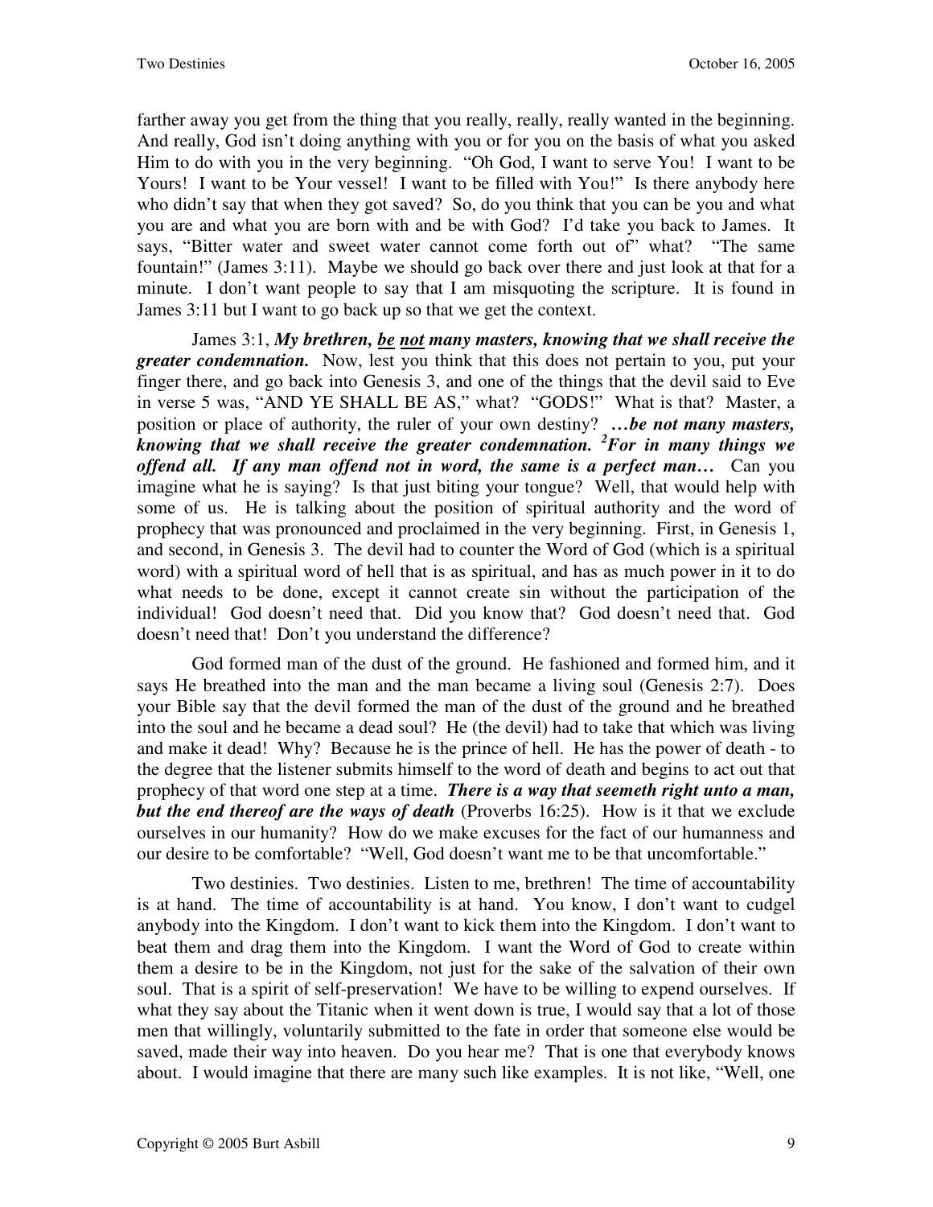farther away you get from the thing that you really, really, really wanted in the beginning. And really, God isn't doing anything with you or for you on the basis of what you asked Him to do with you in the very beginning. "Oh God, I want to serve You! I want to be Yours! I want to be Your vessel! I want to be filled with You!" Is there anybody here who didn't say that when they got saved? So, do you think that you can be you and what you are and what you are born with and be with God? I'd take you back to James. It says, "Bitter water and sweet water cannot come forth out of" what? "The same fountain!" (James 3:11). Maybe we should go back over there and just look at that for a minute. I don't want people to say that I am misquoting the scripture. It is found in James 3:11 but I want to go back up so that we get the context.

James 3:1, ***My brethren, <u>be</u> <u>not</u> many masters, knowing that we shall receive the greater condemnation.*** Now, lest you think that this does not pertain to you, put your finger there, and go back into Genesis 3, and one of the things that the devil said to Eve in verse 5 was, "AND YE SHALL BE AS," what? "GODS!" What is that? Master, a position or place of authority, the ruler of your own destiny? ***…be not many masters, knowing that we shall receive the greater condemnation. [2]For in many things we offend all. If any man offend not in word, the same is a perfect man…*** Can you imagine what he is saying? Is that just biting your tongue? Well, that would help with some of us. He is talking about the position of spiritual authority and the word of prophecy that was pronounced and proclaimed in the very beginning. First, in Genesis 1, and second, in Genesis 3. The devil had to counter the Word of God (which is a spiritual word) with a spiritual word of hell that is as spiritual, and has as much power in it to do what needs to be done, except it cannot create sin without the participation of the individual! God doesn't need that. Did you know that? God doesn't need that. God doesn't need that! Don't you understand the difference?

God formed man of the dust of the ground. He fashioned and formed him, and it says He breathed into the man and the man became a living soul (Genesis 2:7). Does your Bible say that the devil formed the man of the dust of the ground and he breathed into the soul and he became a dead soul? He (the devil) had to take that which was living and make it dead! Why? Because he is the prince of hell. He has the power of death - to the degree that the listener submits himself to the word of death and begins to act out that prophecy of that word one step at a time. ***There is a way that seemeth right unto a man, but the end thereof are the ways of death*** (Proverbs 16:25). How is it that we exclude ourselves in our humanity? How do we make excuses for the fact of our humanness and our desire to be comfortable? "Well, God doesn't want me to be that uncomfortable."

Two destinies. Two destinies. Listen to me, brethren! The time of accountability is at hand. The time of accountability is at hand. You know, I don't want to cudgel anybody into the Kingdom. I don't want to kick them into the Kingdom. I don't want to beat them and drag them into the Kingdom. I want the Word of God to create within them a desire to be in the Kingdom, not just for the sake of the salvation of their own soul. That is a spirit of self-preservation! We have to be willing to expend ourselves. If what they say about the Titanic when it went down is true, I would say that a lot of those men that willingly, voluntarily submitted to the fate in order that someone else would be saved, made their way into heaven. Do you hear me? That is one that everybody knows about. I would imagine that there are many such like examples. It is not like, "Well, one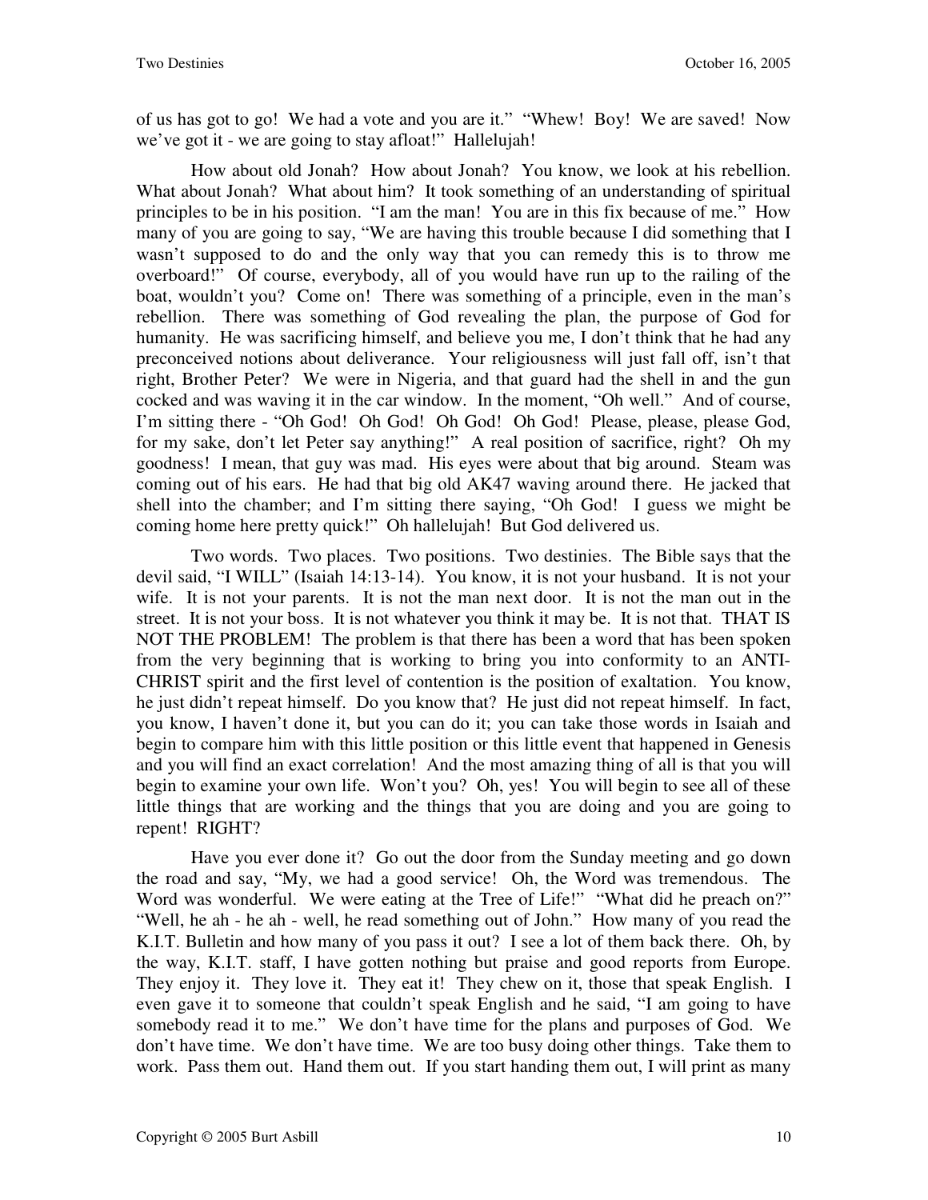of us has got to go! We had a vote and you are it." "Whew! Boy! We are saved! Now we've got it - we are going to stay afloat!" Hallelujah!

How about old Jonah? How about Jonah? You know, we look at his rebellion. What about Jonah? What about him? It took something of an understanding of spiritual principles to be in his position. "I am the man! You are in this fix because of me." How many of you are going to say, "We are having this trouble because I did something that I wasn't supposed to do and the only way that you can remedy this is to throw me overboard!" Of course, everybody, all of you would have run up to the railing of the boat, wouldn't you? Come on! There was something of a principle, even in the man's rebellion. There was something of God revealing the plan, the purpose of God for humanity. He was sacrificing himself, and believe you me, I don't think that he had any preconceived notions about deliverance. Your religiousness will just fall off, isn't that right, Brother Peter? We were in Nigeria, and that guard had the shell in and the gun cocked and was waving it in the car window. In the moment, "Oh well." And of course, I'm sitting there - "Oh God! Oh God! Oh God! Oh God! Please, please, please God, for my sake, don't let Peter say anything!" A real position of sacrifice, right? Oh my goodness! I mean, that guy was mad. His eyes were about that big around. Steam was coming out of his ears. He had that big old AK47 waving around there. He jacked that shell into the chamber; and I'm sitting there saying, "Oh God! I guess we might be coming home here pretty quick!" Oh hallelujah! But God delivered us.

Two words. Two places. Two positions. Two destinies. The Bible says that the devil said, "I WILL" (Isaiah 14:13-14). You know, it is not your husband. It is not your wife. It is not your parents. It is not the man next door. It is not the man out in the street. It is not your boss. It is not whatever you think it may be. It is not that. THAT IS NOT THE PROBLEM! The problem is that there has been a word that has been spoken from the very beginning that is working to bring you into conformity to an ANTI-CHRIST spirit and the first level of contention is the position of exaltation. You know, he just didn't repeat himself. Do you know that? He just did not repeat himself. In fact, you know, I haven't done it, but you can do it; you can take those words in Isaiah and begin to compare him with this little position or this little event that happened in Genesis and you will find an exact correlation! And the most amazing thing of all is that you will begin to examine your own life. Won't you? Oh, yes! You will begin to see all of these little things that are working and the things that you are doing and you are going to repent! RIGHT?

Have you ever done it? Go out the door from the Sunday meeting and go down the road and say, "My, we had a good service! Oh, the Word was tremendous. The Word was wonderful. We were eating at the Tree of Life!" "What did he preach on?" "Well, he ah - he ah - well, he read something out of John." How many of you read the K.I.T. Bulletin and how many of you pass it out? I see a lot of them back there. Oh, by the way, K.I.T. staff, I have gotten nothing but praise and good reports from Europe. They enjoy it. They love it. They eat it! They chew on it, those that speak English. I even gave it to someone that couldn't speak English and he said, "I am going to have somebody read it to me." We don't have time for the plans and purposes of God. We don't have time. We don't have time. We are too busy doing other things. Take them to work. Pass them out. Hand them out. If you start handing them out, I will print as many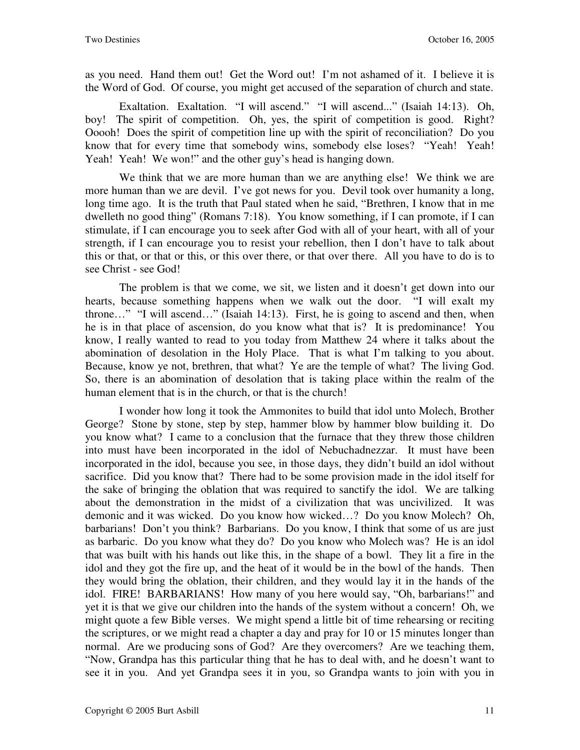as you need. Hand them out! Get the Word out! I'm not ashamed of it. I believe it is the Word of God. Of course, you might get accused of the separation of church and state.

Exaltation. Exaltation. "I will ascend." "I will ascend..." (Isaiah 14:13). Oh, boy! The spirit of competition. Oh, yes, the spirit of competition is good. Right? Ooooh! Does the spirit of competition line up with the spirit of reconciliation? Do you know that for every time that somebody wins, somebody else loses? "Yeah! Yeah! Yeah! Yeah! We won!" and the other guy's head is hanging down.

We think that we are more human than we are anything else! We think we are more human than we are devil. I've got news for you. Devil took over humanity a long, long time ago. It is the truth that Paul stated when he said, "Brethren, I know that in me dwelleth no good thing" (Romans 7:18). You know something, if I can promote, if I can stimulate, if I can encourage you to seek after God with all of your heart, with all of your strength, if I can encourage you to resist your rebellion, then I don't have to talk about this or that, or that or this, or this over there, or that over there. All you have to do is to see Christ - see God!

The problem is that we come, we sit, we listen and it doesn't get down into our hearts, because something happens when we walk out the door. "I will exalt my throne…" "I will ascend…" (Isaiah 14:13). First, he is going to ascend and then, when he is in that place of ascension, do you know what that is? It is predominance! You know, I really wanted to read to you today from Matthew 24 where it talks about the abomination of desolation in the Holy Place. That is what I'm talking to you about. Because, know ye not, brethren, that what? Ye are the temple of what? The living God. So, there is an abomination of desolation that is taking place within the realm of the human element that is in the church, or that is the church!

I wonder how long it took the Ammonites to build that idol unto Molech, Brother George? Stone by stone, step by step, hammer blow by hammer blow building it. Do you know what? I came to a conclusion that the furnace that they threw those children into must have been incorporated in the idol of Nebuchadnezzar. It must have been incorporated in the idol, because you see, in those days, they didn't build an idol without sacrifice. Did you know that? There had to be some provision made in the idol itself for the sake of bringing the oblation that was required to sanctify the idol. We are talking about the demonstration in the midst of a civilization that was uncivilized. It was demonic and it was wicked. Do you know how wicked…? Do you know Molech? Oh, barbarians! Don't you think? Barbarians. Do you know, I think that some of us are just as barbaric. Do you know what they do? Do you know who Molech was? He is an idol that was built with his hands out like this, in the shape of a bowl. They lit a fire in the idol and they got the fire up, and the heat of it would be in the bowl of the hands. Then they would bring the oblation, their children, and they would lay it in the hands of the idol. FIRE! BARBARIANS! How many of you here would say, "Oh, barbarians!" and yet it is that we give our children into the hands of the system without a concern! Oh, we might quote a few Bible verses. We might spend a little bit of time rehearsing or reciting the scriptures, or we might read a chapter a day and pray for 10 or 15 minutes longer than normal. Are we producing sons of God? Are they overcomers? Are we teaching them, "Now, Grandpa has this particular thing that he has to deal with, and he doesn't want to see it in you. And yet Grandpa sees it in you, so Grandpa wants to join with you in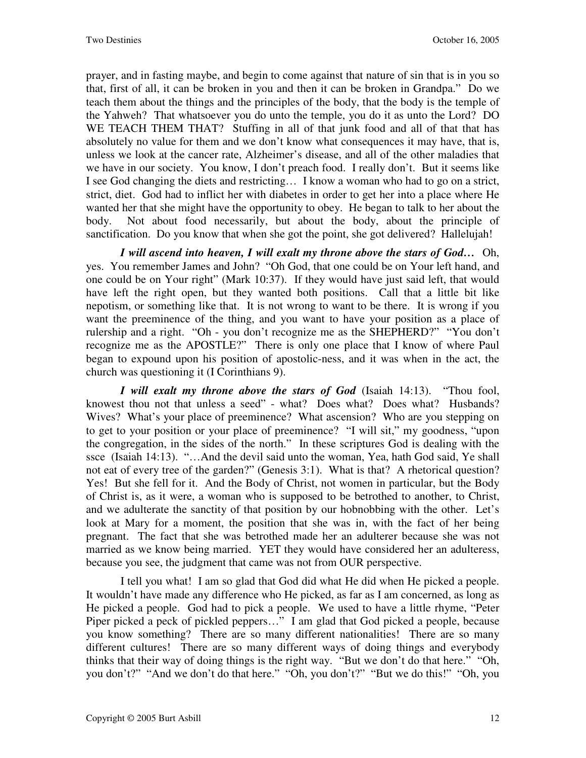prayer, and in fasting maybe, and begin to come against that nature of sin that is in you so that, first of all, it can be broken in you and then it can be broken in Grandpa." Do we teach them about the things and the principles of the body, that the body is the temple of the Yahweh? That whatsoever you do unto the temple, you do it as unto the Lord? DO WE TEACH THEM THAT? Stuffing in all of that junk food and all of that that has absolutely no value for them and we don't know what consequences it may have, that is, unless we look at the cancer rate, Alzheimer's disease, and all of the other maladies that we have in our society. You know, I don't preach food. I really don't. But it seems like I see God changing the diets and restricting… I know a woman who had to go on a strict, strict, diet. God had to inflict her with diabetes in order to get her into a place where He wanted her that she might have the opportunity to obey. He began to talk to her about the body. Not about food necessarily, but about the body, about the principle of sanctification. Do you know that when she got the point, she got delivered? Hallelujah!

***I will ascend into heaven, I will exalt my throne above the stars of God…*** Oh, yes. You remember James and John? "Oh God, that one could be on Your left hand, and one could be on Your right" (Mark 10:37). If they would have just said left, that would have left the right open, but they wanted both positions. Call that a little bit like nepotism, or something like that. It is not wrong to want to be there. It is wrong if you want the preeminence of the thing, and you want to have your position as a place of rulership and a right. "Oh - you don't recognize me as the SHEPHERD?" "You don't recognize me as the APOSTLE?" There is only one place that I know of where Paul began to expound upon his position of apostolic-ness, and it was when in the act, the church was questioning it (I Corinthians 9).

***I will exalt my throne above the stars of God*** (Isaiah 14:13). "Thou fool, knowest thou not that unless a seed" - what? Does what? Does what? Husbands? Wives? What's your place of preeminence? What ascension? Who are you stepping on to get to your position or your place of preeminence? "I will sit," my goodness, "upon the congregation, in the sides of the north." In these scriptures God is dealing with the ssce (Isaiah 14:13). "…And the devil said unto the woman, Yea, hath God said, Ye shall not eat of every tree of the garden?" (Genesis 3:1). What is that? A rhetorical question? Yes! But she fell for it. And the Body of Christ, not women in particular, but the Body of Christ is, as it were, a woman who is supposed to be betrothed to another, to Christ, and we adulterate the sanctity of that position by our hobnobbing with the other. Let's look at Mary for a moment, the position that she was in, with the fact of her being pregnant. The fact that she was betrothed made her an adulterer because she was not married as we know being married. YET they would have considered her an adulteress, because you see, the judgment that came was not from OUR perspective.

I tell you what! I am so glad that God did what He did when He picked a people. It wouldn't have made any difference who He picked, as far as I am concerned, as long as He picked a people. God had to pick a people. We used to have a little rhyme, "Peter Piper picked a peck of pickled peppers…" I am glad that God picked a people, because you know something? There are so many different nationalities! There are so many different cultures! There are so many different ways of doing things and everybody thinks that their way of doing things is the right way. "But we don't do that here." "Oh, you don't?" "And we don't do that here." "Oh, you don't?" "But we do this!" "Oh, you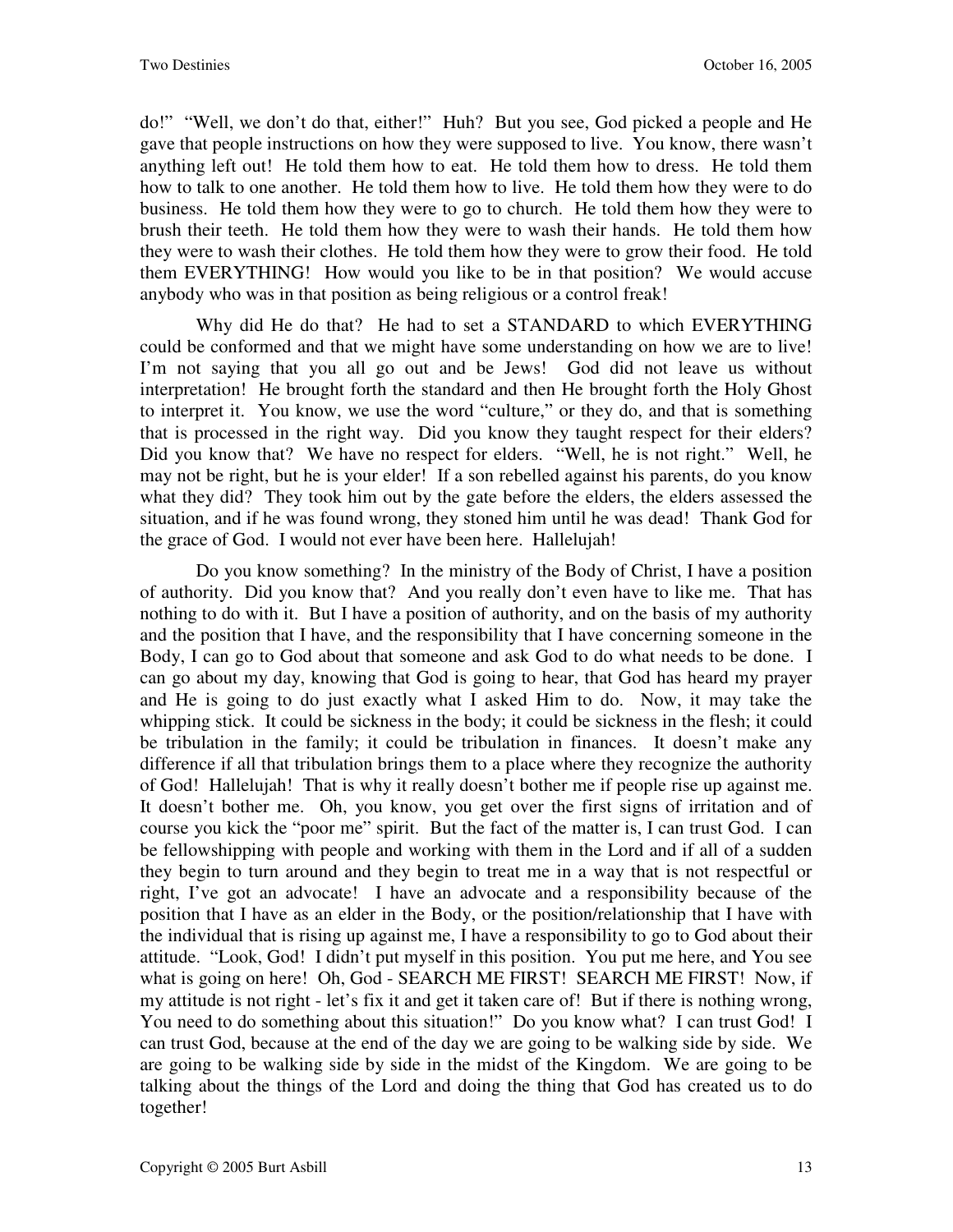do!" "Well, we don't do that, either!" Huh? But you see, God picked a people and He gave that people instructions on how they were supposed to live. You know, there wasn't anything left out! He told them how to eat. He told them how to dress. He told them how to talk to one another. He told them how to live. He told them how they were to do business. He told them how they were to go to church. He told them how they were to brush their teeth. He told them how they were to wash their hands. He told them how they were to wash their clothes. He told them how they were to grow their food. He told them EVERYTHING! How would you like to be in that position? We would accuse anybody who was in that position as being religious or a control freak!

Why did He do that? He had to set a STANDARD to which EVERYTHING could be conformed and that we might have some understanding on how we are to live! I'm not saying that you all go out and be Jews! God did not leave us without interpretation! He brought forth the standard and then He brought forth the Holy Ghost to interpret it. You know, we use the word "culture," or they do, and that is something that is processed in the right way. Did you know they taught respect for their elders? Did you know that? We have no respect for elders. "Well, he is not right." Well, he may not be right, but he is your elder! If a son rebelled against his parents, do you know what they did? They took him out by the gate before the elders, the elders assessed the situation, and if he was found wrong, they stoned him until he was dead! Thank God for the grace of God. I would not ever have been here. Hallelujah!

Do you know something? In the ministry of the Body of Christ, I have a position of authority. Did you know that? And you really don't even have to like me. That has nothing to do with it. But I have a position of authority, and on the basis of my authority and the position that I have, and the responsibility that I have concerning someone in the Body, I can go to God about that someone and ask God to do what needs to be done. I can go about my day, knowing that God is going to hear, that God has heard my prayer and He is going to do just exactly what I asked Him to do. Now, it may take the whipping stick. It could be sickness in the body; it could be sickness in the flesh; it could be tribulation in the family; it could be tribulation in finances. It doesn't make any difference if all that tribulation brings them to a place where they recognize the authority of God! Hallelujah! That is why it really doesn't bother me if people rise up against me. It doesn't bother me. Oh, you know, you get over the first signs of irritation and of course you kick the "poor me" spirit. But the fact of the matter is, I can trust God. I can be fellowshipping with people and working with them in the Lord and if all of a sudden they begin to turn around and they begin to treat me in a way that is not respectful or right, I've got an advocate! I have an advocate and a responsibility because of the position that I have as an elder in the Body, or the position/relationship that I have with the individual that is rising up against me, I have a responsibility to go to God about their attitude. "Look, God! I didn't put myself in this position. You put me here, and You see what is going on here! Oh, God - SEARCH ME FIRST! SEARCH ME FIRST! Now, if my attitude is not right - let's fix it and get it taken care of! But if there is nothing wrong, You need to do something about this situation!" Do you know what? I can trust God! I can trust God, because at the end of the day we are going to be walking side by side. We are going to be walking side by side in the midst of the Kingdom. We are going to be talking about the things of the Lord and doing the thing that God has created us to do together!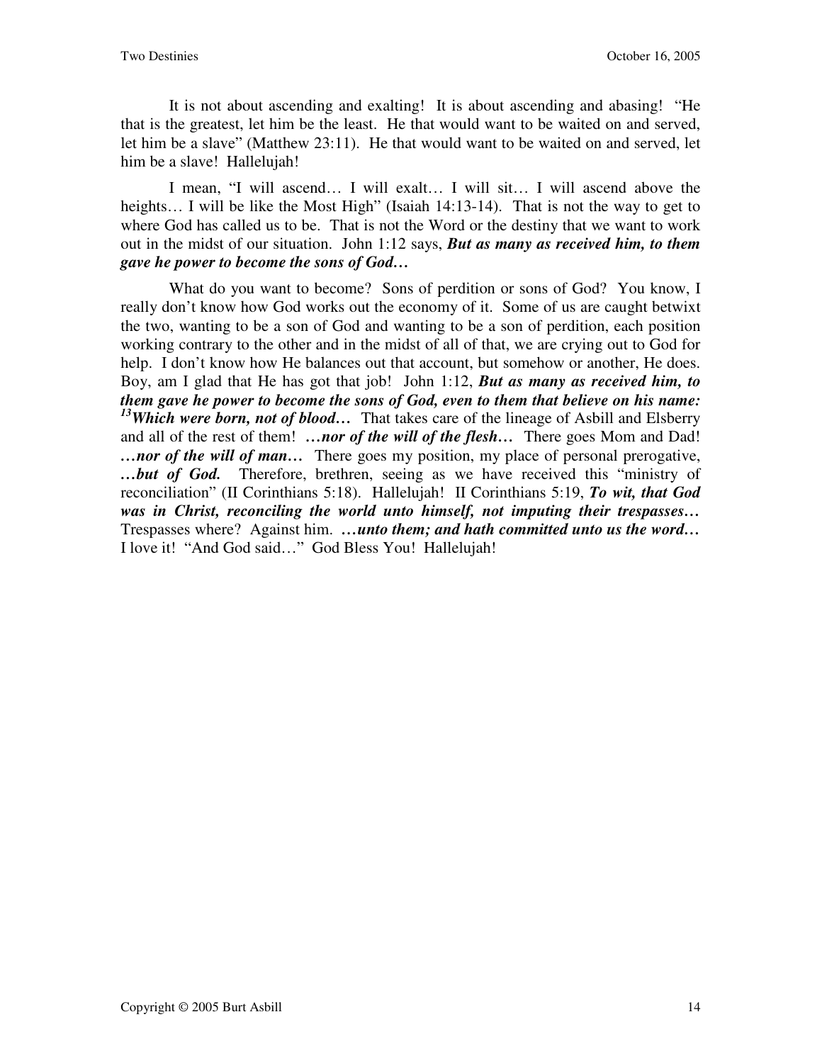It is not about ascending and exalting! It is about ascending and abasing! "He that is the greatest, let him be the least. He that would want to be waited on and served, let him be a slave" (Matthew 23:11). He that would want to be waited on and served, let him be a slave! Hallelujah!

I mean, "I will ascend… I will exalt… I will sit… I will ascend above the heights… I will be like the Most High" (Isaiah 14:13-14). That is not the way to get to where God has called us to be. That is not the Word or the destiny that we want to work out in the midst of our situation. John 1:12 says, ***But as many as received him, to them gave he power to become the sons of God…***

What do you want to become? Sons of perdition or sons of God? You know, I really don't know how God works out the economy of it. Some of us are caught betwixt the two, wanting to be a son of God and wanting to be a son of perdition, each position working contrary to the other and in the midst of all of that, we are crying out to God for help. I don't know how He balances out that account, but somehow or another, He does. Boy, am I glad that He has got that job! John 1:12, ***But as many as received him, to them gave he power to become the sons of God, even to them that believe on his name: [13]Which were born, not of blood…*** That takes care of the lineage of Asbill and Elsberry and all of the rest of them! ***…nor of the will of the flesh…*** There goes Mom and Dad! ***…nor of the will of man…*** There goes my position, my place of personal prerogative, ***…but of God.*** Therefore, brethren, seeing as we have received this "ministry of reconciliation" (II Corinthians 5:18). Hallelujah! II Corinthians 5:19, ***To wit, that God was in Christ, reconciling the world unto himself, not imputing their trespasses…*** Trespasses where? Against him. ***…unto them; and hath committed unto us the word…*** I love it! "And God said…" God Bless You! Hallelujah!